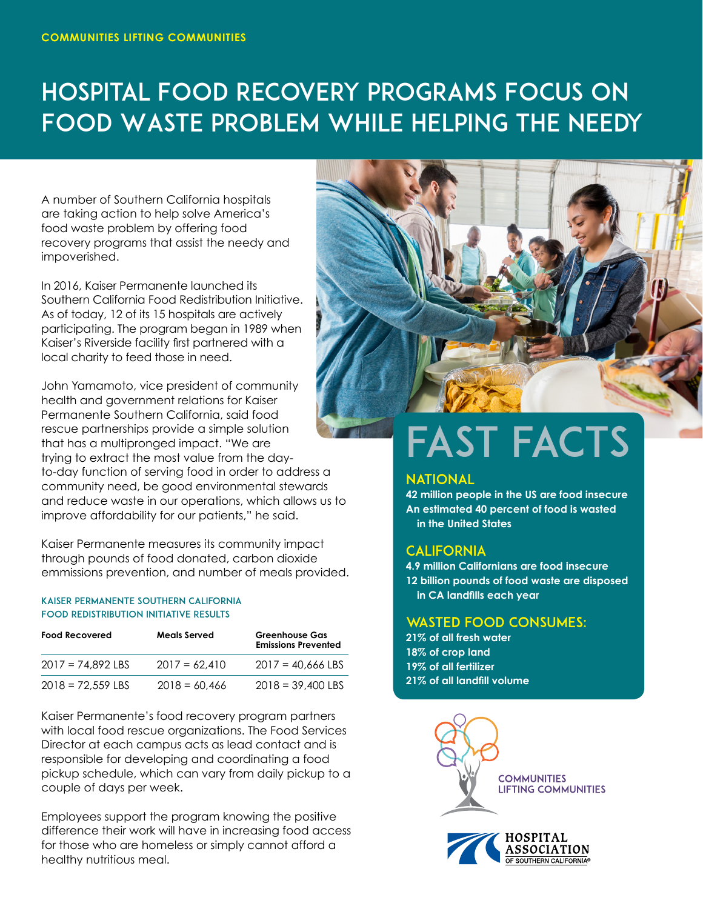COMMUNITIES LIFTING COMMUNITIES

# HOSPITAL FOOD RECOVERY PROGRAMS FOCUS ON FOOD WASTE PROBLEM WHILE HELPING THE NEEDY

A number of Southern California hospitals are taking action to help solve America's food waste problem by offering food recovery programs that assist the needy and impoverished.

In 2016, Kaiser Permanente launched its Southern California Food Redistribution Initiative. As of today, 12 of its 15 hospitals are actively participating. The program began in 1989 when Kaiser's Riverside facility first partnered with a local charity to feed those in need.

John Yamamoto, vice president of community health and government relations for Kaiser Permanente Southern California, said food rescue partnerships provide a simple solution that has a multipronged impact. "We are trying to extract the most value from the day-to-day function of serving food in order to address a community need, be good environmental stewards and reduce waste in our operations, which allows us to improve affordability for our patients," he said.

Kaiser Permanente measures its community impact through pounds of food donated, carbon dioxide emmissions prevention, and number of meals provided.

#### KAISER PERMANENTE SOUTHERN CALIFORNIA FOOD REDISTRIBUTION INITIATIVE RESULTS

| Food Recovered | Meals Served | Greenhouse Gas Emissions Prevented |
|---|---|---|
| 2017 = 74,892 LBS | 2017 = 62,410 | 2017 = 40,666 LBS |
| 2018 = 72,559 LBS | 2018 = 60,466 | 2018 = 39,400 LBS |

Kaiser Permanente's food recovery program partners with local food rescue organizations. The Food Services Director at each campus acts as lead contact and is responsible for developing and coordinating a food pickup schedule, which can vary from daily pickup to a couple of days per week.

Employees support the program knowing the positive difference their work will have in increasing food access for those who are homeless or simply cannot afford a healthy nutritious meal.

## FAST FACTS

### NATIONAL

**42 million people in the US are food insecure**
**An estimated 40 percent of food is wasted in the United States**

### CALIFORNIA

**4.9 million Californians are food insecure**
**12 billion pounds of food waste are disposed in CA landfills each year**

### WASTED FOOD CONSUMES:

**21% of all fresh water**
**18% of crop land**
**19% of all fertilizer**
**21% of all landfill volume**

COMMUNITIES LIFTING COMMUNITIES

HOSPITAL ASSOCIATION OF SOUTHERN CALIFORNIA®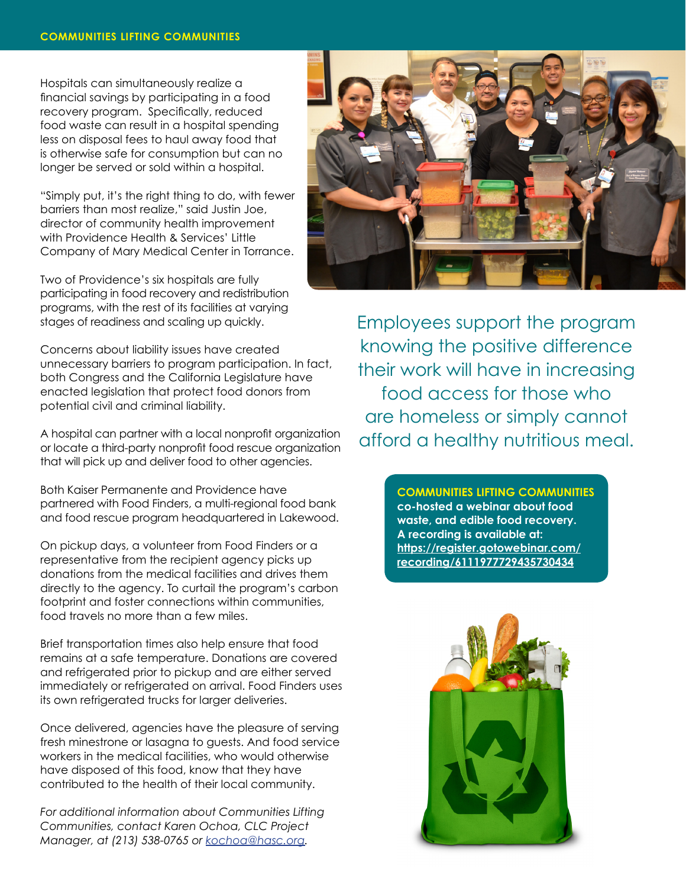Hospitals can simultaneously realize a financial savings by participating in a food recovery program. Specifically, reduced food waste can result in a hospital spending less on disposal fees to haul away food that is otherwise safe for consumption but can no longer be served or sold within a hospital.

"Simply put, it's the right thing to do, with fewer barriers than most realize," said Justin Joe, director of community health improvement with Providence Health & Services' Little Company of Mary Medical Center in Torrance.

Two of Providence's six hospitals are fully participating in food recovery and redistribution programs, with the rest of its facilities at varying stages of readiness and scaling up quickly.

Concerns about liability issues have created unnecessary barriers to program participation. In fact, both Congress and the California Legislature have enacted legislation that protect food donors from potential civil and criminal liability.

A hospital can partner with a local nonprofit organization or locate a third-party nonprofit food rescue organization that will pick up and deliver food to other agencies.

Both Kaiser Permanente and Providence have partnered with Food Finders, a multi-regional food bank and food rescue program headquartered in Lakewood.

On pickup days, a volunteer from Food Finders or a representative from the recipient agency picks up donations from the medical facilities and drives them directly to the agency. To curtail the program's carbon footprint and foster connections within communities, food travels no more than a few miles.

Brief transportation times also help ensure that food remains at a safe temperature. Donations are covered and refrigerated prior to pickup and are either served immediately or refrigerated on arrival. Food Finders uses its own refrigerated trucks for larger deliveries.

Once delivered, agencies have the pleasure of serving fresh minestrone or lasagna to guests. And food service workers in the medical facilities, who would otherwise have disposed of this food, know that they have contributed to the health of their local community.

*For additional information about Communities Lifting Communities, contact Karen Ochoa, CLC Project Manager, at (213) 538-0765 or kochoa@hasc.org.*

> Employees support the program knowing the positive difference their work will have in increasing food access for those who are homeless or simply cannot afford a healthy nutritious meal.

**COMMUNITIES LIFTING COMMUNITIES co-hosted a webinar about food waste, and edible food recovery. A recording is available at: https://register.gotowebinar.com/recording/6111977729435730434**